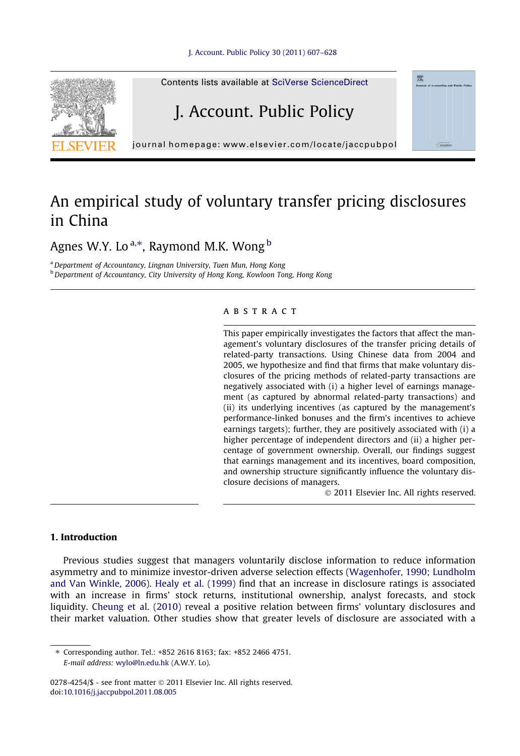# An empirical study of voluntary transfer pricing disclosures in China

Agnes W.Y. Lo [a,*], Raymond M.K. Wong [b]

[a] Department of Accountancy, Lingnan University, Tuen Mun, Hong Kong

[b] Department of Accountancy, City University of Hong Kong, Kowloon Tong, Hong Kong

## ABSTRACT

This paper empirically investigates the factors that affect the management's voluntary disclosures of the transfer pricing details of related-party transactions. Using Chinese data from 2004 and 2005, we hypothesize and find that firms that make voluntary disclosures of the pricing methods of related-party transactions are negatively associated with (i) a higher level of earnings management (as captured by abnormal related-party transactions) and (ii) its underlying incentives (as captured by the management's performance-linked bonuses and the firm's incentives to achieve earnings targets); further, they are positively associated with (i) a higher percentage of independent directors and (ii) a higher percentage of government ownership. Overall, our findings suggest that earnings management and its incentives, board composition, and ownership structure significantly influence the voluntary disclosure decisions of managers.

© 2011 Elsevier Inc. All rights reserved.

## 1. Introduction

Previous studies suggest that managers voluntarily disclose information to reduce information asymmetry and to minimize investor-driven adverse selection effects (Wagenhofer, 1990; Lundholm and Van Winkle, 2006). Healy et al. (1999) find that an increase in disclosure ratings is associated with an increase in firms' stock returns, institutional ownership, analyst forecasts, and stock liquidity. Cheung et al. (2010) reveal a positive relation between firms' voluntary disclosures and their market valuation. Other studies show that greater levels of disclosure are associated with a

* Corresponding author. Tel.: +852 2616 8163; fax: +852 2466 4751.
E-mail address: wylo@ln.edu.hk (A.W.Y. Lo).

0278-4254/$ - see front matter © 2011 Elsevier Inc. All rights reserved.
doi:10.1016/j.jaccpubpol.2011.08.005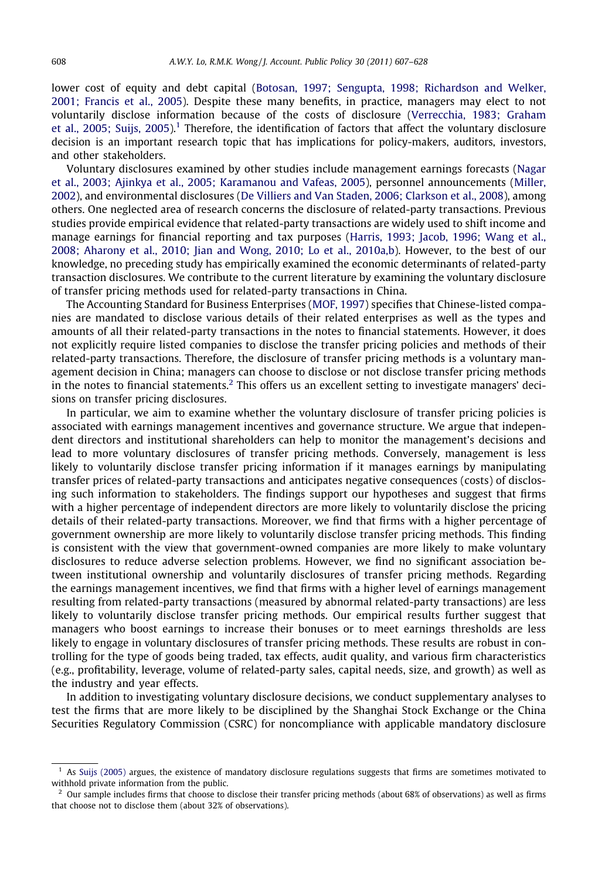lower cost of equity and debt capital (Botosan, 1997; Sengupta, 1998; Richardson and Welker, 2001; Francis et al., 2005). Despite these many benefits, in practice, managers may elect to not voluntarily disclose information because of the costs of disclosure (Verrecchia, 1983; Graham et al., 2005; Suijs, 2005).[1] Therefore, the identification of factors that affect the voluntary disclosure decision is an important research topic that has implications for policy-makers, auditors, investors, and other stakeholders.

Voluntary disclosures examined by other studies include management earnings forecasts (Nagar et al., 2003; Ajinkya et al., 2005; Karamanou and Vafeas, 2005), personnel announcements (Miller, 2002), and environmental disclosures (De Villiers and Van Staden, 2006; Clarkson et al., 2008), among others. One neglected area of research concerns the disclosure of related-party transactions. Previous studies provide empirical evidence that related-party transactions are widely used to shift income and manage earnings for financial reporting and tax purposes (Harris, 1993; Jacob, 1996; Wang et al., 2008; Aharony et al., 2010; Jian and Wong, 2010; Lo et al., 2010a,b). However, to the best of our knowledge, no preceding study has empirically examined the economic determinants of related-party transaction disclosures. We contribute to the current literature by examining the voluntary disclosure of transfer pricing methods used for related-party transactions in China.

The Accounting Standard for Business Enterprises (MOF, 1997) specifies that Chinese-listed companies are mandated to disclose various details of their related enterprises as well as the types and amounts of all their related-party transactions in the notes to financial statements. However, it does not explicitly require listed companies to disclose the transfer pricing policies and methods of their related-party transactions. Therefore, the disclosure of transfer pricing methods is a voluntary management decision in China; managers can choose to disclose or not disclose transfer pricing methods in the notes to financial statements.[2] This offers us an excellent setting to investigate managers' decisions on transfer pricing disclosures.

In particular, we aim to examine whether the voluntary disclosure of transfer pricing policies is associated with earnings management incentives and governance structure. We argue that independent directors and institutional shareholders can help to monitor the management's decisions and lead to more voluntary disclosures of transfer pricing methods. Conversely, management is less likely to voluntarily disclose transfer pricing information if it manages earnings by manipulating transfer prices of related-party transactions and anticipates negative consequences (costs) of disclosing such information to stakeholders. The findings support our hypotheses and suggest that firms with a higher percentage of independent directors are more likely to voluntarily disclose the pricing details of their related-party transactions. Moreover, we find that firms with a higher percentage of government ownership are more likely to voluntarily disclose transfer pricing methods. This finding is consistent with the view that government-owned companies are more likely to make voluntary disclosures to reduce adverse selection problems. However, we find no significant association between institutional ownership and voluntarily disclosures of transfer pricing methods. Regarding the earnings management incentives, we find that firms with a higher level of earnings management resulting from related-party transactions (measured by abnormal related-party transactions) are less likely to voluntarily disclose transfer pricing methods. Our empirical results further suggest that managers who boost earnings to increase their bonuses or to meet earnings thresholds are less likely to engage in voluntary disclosures of transfer pricing methods. These results are robust in controlling for the type of goods being traded, tax effects, audit quality, and various firm characteristics (e.g., profitability, leverage, volume of related-party sales, capital needs, size, and growth) as well as the industry and year effects.

In addition to investigating voluntary disclosure decisions, we conduct supplementary analyses to test the firms that are more likely to be disciplined by the Shanghai Stock Exchange or the China Securities Regulatory Commission (CSRC) for noncompliance with applicable mandatory disclosure

---

[1] As Suijs (2005) argues, the existence of mandatory disclosure regulations suggests that firms are sometimes motivated to withhold private information from the public.

[2] Our sample includes firms that choose to disclose their transfer pricing methods (about 68% of observations) as well as firms that choose not to disclose them (about 32% of observations).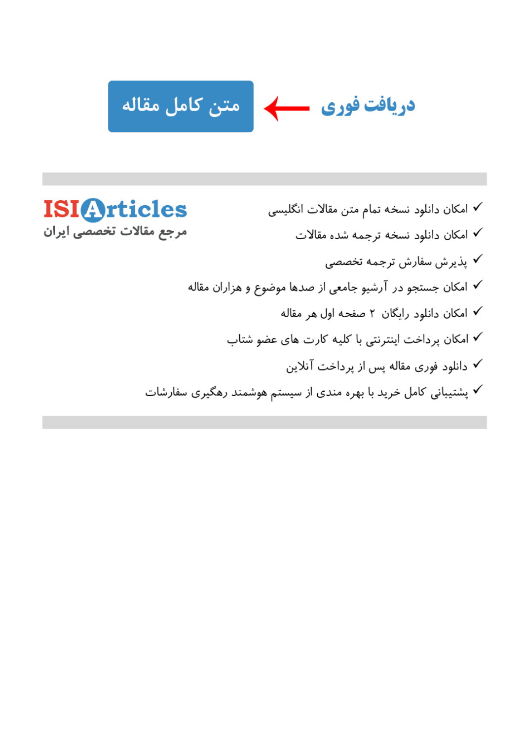دریافت فوری ← متن کامل مقاله

**ISIArticles**
مرجع مقالات تخصصی ایران

- ✓ امکان دانلود نسخه تمام متن مقالات انگلیسی
- ✓ امکان دانلود نسخه ترجمه شده مقالات
- ✓ پذیرش سفارش ترجمه تخصصی
- ✓ امکان جستجو در آرشیو جامعی از صدها موضوع و هزاران مقاله
- ✓ امکان دانلود رایگان ۲ صفحه اول هر مقاله
- ✓ امکان پرداخت اینترنتی با کلیه کارت های عضو شتاب
- ✓ دانلود فوری مقاله پس از پرداخت آنلاین
- ✓ پشتیبانی کامل خرید با بهره مندی از سیستم هوشمند رهگیری سفارشات